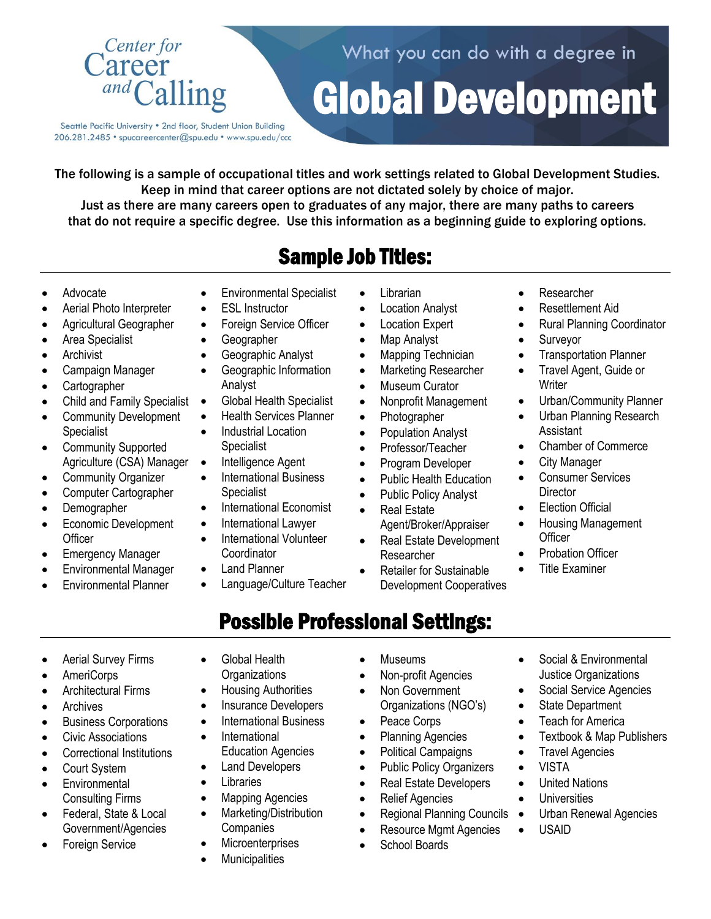Center for Career and Calling

Seattle Pacific University • 2nd floor, Student Union Building
206.281.2485 • spucareercenter@spu.edu • www.spu.edu/ccc

What you can do with a degree in

# Global Development

The following is a sample of occupational titles and work settings related to Global Development Studies. Keep in mind that career options are not dictated solely by choice of major. Just as there are many careers open to graduates of any major, there are many paths to careers that do not require a specific degree. Use this information as a beginning guide to exploring options.

## Sample Job Titles:

- Advocate
- Aerial Photo Interpreter
- Agricultural Geographer
- Area Specialist
- Archivist
- Campaign Manager
- Cartographer
- Child and Family Specialist
- Community Development Specialist
- Community Supported Agriculture (CSA) Manager
- Community Organizer
- Computer Cartographer
- Demographer
- Economic Development Officer
- Emergency Manager
- Environmental Manager
- Environmental Planner
- Environmental Specialist
- ESL Instructor
- Foreign Service Officer
- Geographer
- Geographic Analyst
- Geographic Information Analyst
- Global Health Specialist
- Health Services Planner
- Industrial Location Specialist
- Intelligence Agent
- International Business Specialist
- International Economist
- International Lawyer
- International Volunteer Coordinator
- Land Planner
- Language/Culture Teacher
- Librarian
- Location Analyst
- Location Expert
- Map Analyst
- Mapping Technician
- Marketing Researcher
- Museum Curator
- Nonprofit Management
- Photographer
- Population Analyst
- Professor/Teacher
- Program Developer
- Public Health Education
- Public Policy Analyst
- Real Estate Agent/Broker/Appraiser
- Real Estate Development Researcher
- Retailer for Sustainable Development Cooperatives
- Researcher
- Resettlement Aid
- Rural Planning Coordinator
- Surveyor
- Transportation Planner
- Travel Agent, Guide or Writer
- Urban/Community Planner
- Urban Planning Research Assistant
- Chamber of Commerce
- City Manager
- Consumer Services Director
- Election Official
- Housing Management Officer
- Probation Officer
- Title Examiner

## Possible Professional Settings:

- Aerial Survey Firms
- AmeriCorps
- Architectural Firms
- Archives
- Business Corporations
- Civic Associations
- Correctional Institutions
- Court System
- Environmental Consulting Firms
- Federal, State & Local Government/Agencies
- Foreign Service
- Global Health Organizations
- Housing Authorities
- Insurance Developers
- International Business
- International Education Agencies
- Land Developers
- Libraries
- Mapping Agencies
- Marketing/Distribution Companies
- Microenterprises
- Municipalities
- Museums
- Non-profit Agencies
- Non Government Organizations (NGO's)
- Peace Corps
- Planning Agencies
- Political Campaigns
- Public Policy Organizers
- Real Estate Developers
- Relief Agencies
- Regional Planning Councils
- Resource Mgmt Agencies
- School Boards
- Social & Environmental Justice Organizations
- Social Service Agencies
- State Department
- Teach for America
- Textbook & Map Publishers
- Travel Agencies
- VISTA
- United Nations
- Universities
- Urban Renewal Agencies
- USAID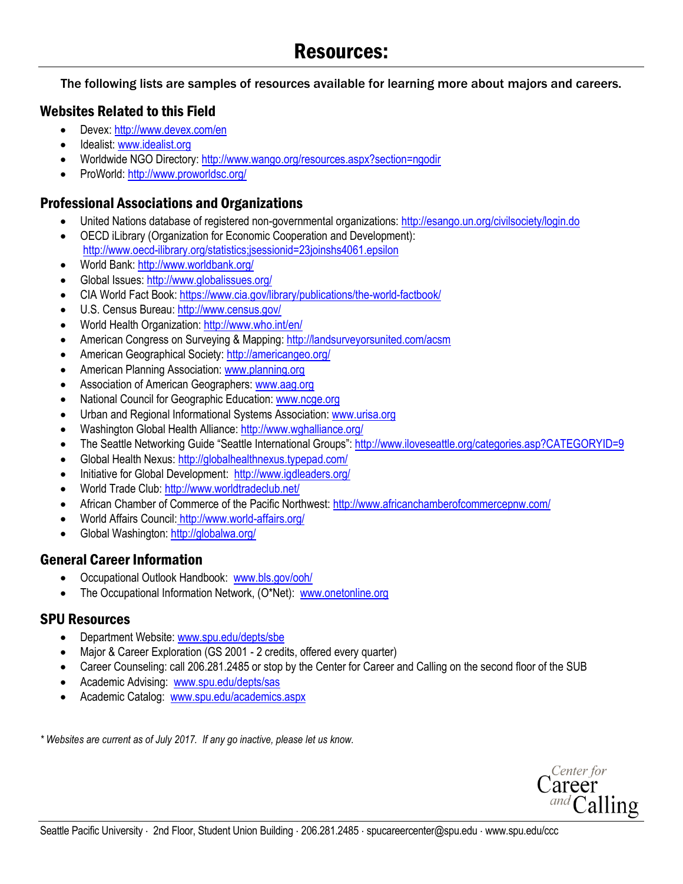# Resources:

The following lists are samples of resources available for learning more about majors and careers.

## Websites Related to this Field

- Devex: http://www.devex.com/en
- Idealist: www.idealist.org
- Worldwide NGO Directory: http://www.wango.org/resources.aspx?section=ngodir
- ProWorld: http://www.proworldsc.org/

## Professional Associations and Organizations

- United Nations database of registered non-governmental organizations: http://esango.un.org/civilsociety/login.do
- OECD iLibrary (Organization for Economic Cooperation and Development): http://www.oecd-ilibrary.org/statistics;jsessionid=23joinshs4061.epsilon
- World Bank: http://www.worldbank.org/
- Global Issues: http://www.globalissues.org/
- CIA World Fact Book: https://www.cia.gov/library/publications/the-world-factbook/
- U.S. Census Bureau: http://www.census.gov/
- World Health Organization: http://www.who.int/en/
- American Congress on Surveying & Mapping: http://landsurveyorsunited.com/acsm
- American Geographical Society: http://americangeo.org/
- American Planning Association: www.planning.org
- Association of American Geographers: www.aag.org
- National Council for Geographic Education: www.ncge.org
- Urban and Regional Informational Systems Association: www.urisa.org
- Washington Global Health Alliance: http://www.wghalliance.org/
- The Seattle Networking Guide "Seattle International Groups": http://www.iloveseattle.org/categories.asp?CATEGORYID=9
- Global Health Nexus: http://globalhealthnexus.typepad.com/
- Initiative for Global Development: http://www.igdleaders.org/
- World Trade Club: http://www.worldtradeclub.net/
- African Chamber of Commerce of the Pacific Northwest: http://www.africanchamberofcommercepnw.com/
- World Affairs Council: http://www.world-affairs.org/
- Global Washington: http://globalwa.org/

## General Career Information

- Occupational Outlook Handbook: www.bls.gov/ooh/
- The Occupational Information Network, (O*Net): www.onetonline.org

## SPU Resources

- Department Website: www.spu.edu/depts/sbe
- Major & Career Exploration (GS 2001 - 2 credits, offered every quarter)
- Career Counseling: call 206.281.2485 or stop by the Center for Career and Calling on the second floor of the SUB
- Academic Advising: www.spu.edu/depts/sas
- Academic Catalog: www.spu.edu/academics.aspx

*\* Websites are current as of July 2017. If any go inactive, please let us know.*

Center for Career and Calling

Seattle Pacific University · 2nd Floor, Student Union Building · 206.281.2485 · spucareercenter@spu.edu · www.spu.edu/ccc